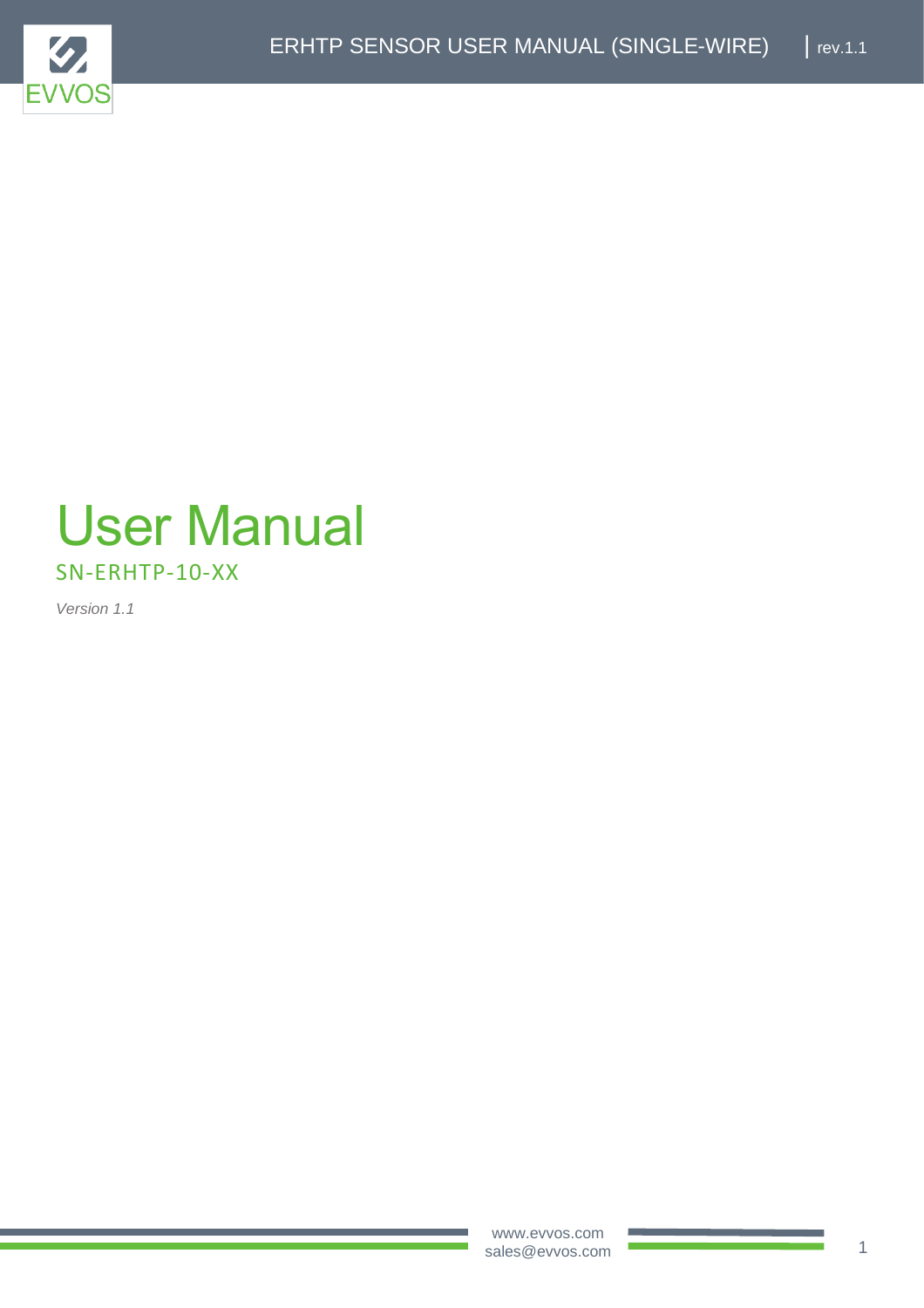# User Manual

## SN-ERHTP-10-XX

*Version 1.1*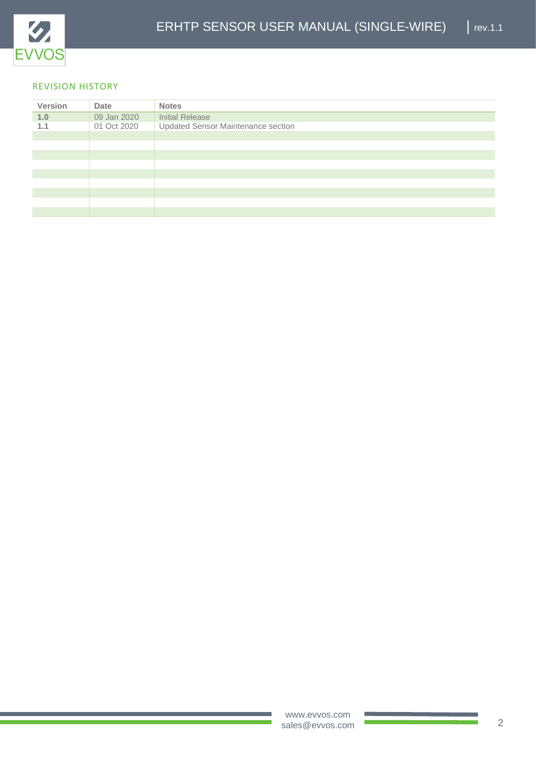## REVISION HISTORY

| Version | Date | Notes |
|---|---|---|
| **1.0** | 09 Jan 2020 | Initial Release |
| **1.1** | 01 Oct 2020 | Updated Sensor Maintenance section |
| | | |
| | | |
| | | |
| | | |
| | | |
| | | |
| | | |
| | | |
| | | |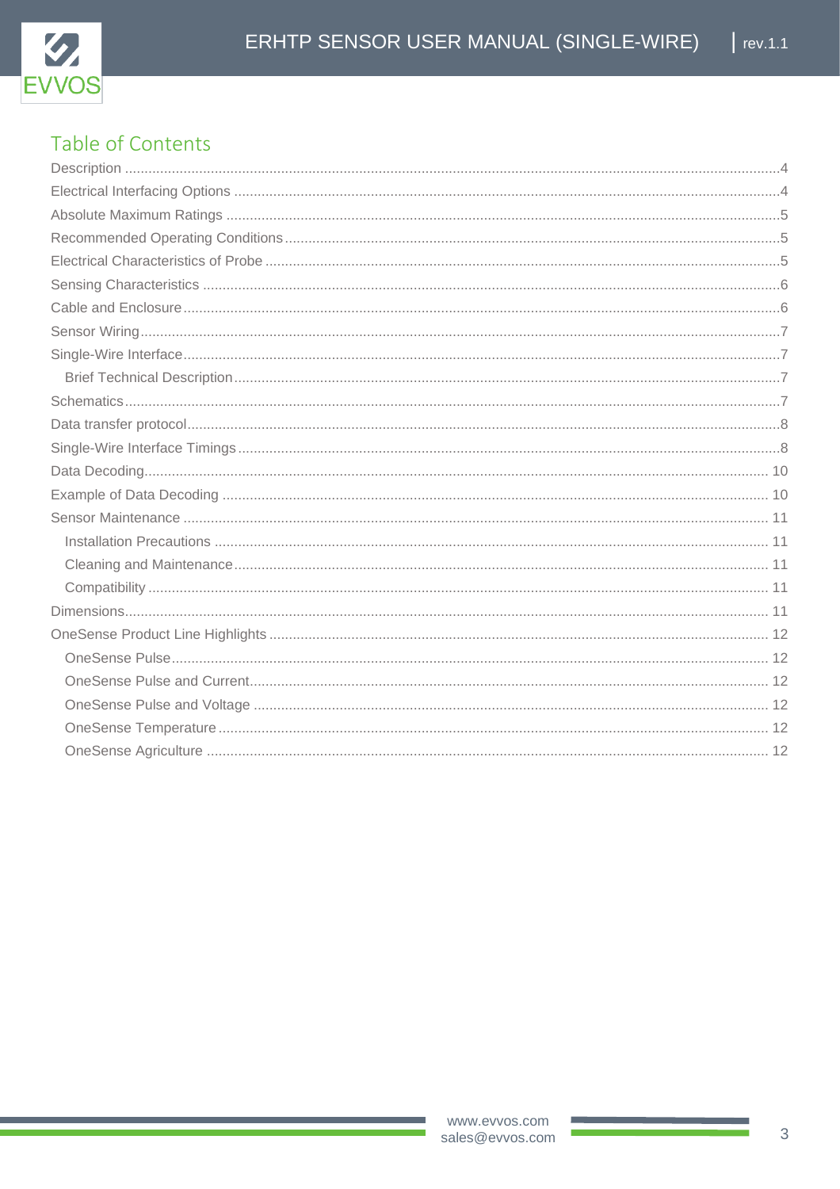# Table of Contents

Description ........................................................................................................................................4
Electrical Interfacing Options ...........................................................................................................4
Absolute Maximum Ratings ..............................................................................................................5
Recommended Operating Conditions ................................................................................................5
Electrical Characteristics of Probe ....................................................................................................5
Sensing Characteristics ....................................................................................................................6
Cable and Enclosure .........................................................................................................................6
Sensor Wiring ....................................................................................................................................7
Single-Wire Interface .........................................................................................................................7
  Brief Technical Description ..............................................................................................................7
Schematics .........................................................................................................................................7
Data transfer protocol ........................................................................................................................8
Single-Wire Interface Timings ............................................................................................................8
Data Decoding ..................................................................................................................................10
Example of Data Decoding ..............................................................................................................10
Sensor Maintenance ........................................................................................................................11
  Installation Precautions ..................................................................................................................11
  Cleaning and Maintenance .............................................................................................................11
  Compatibility ...................................................................................................................................11
Dimensions .......................................................................................................................................11
OneSense Product Line Highlights ...................................................................................................12
  OneSense Pulse .............................................................................................................................12
  OneSense Pulse and Current ..........................................................................................................12
  OneSense Pulse and Voltage ..........................................................................................................12
  OneSense Temperature ..................................................................................................................12
  OneSense Agriculture .....................................................................................................................12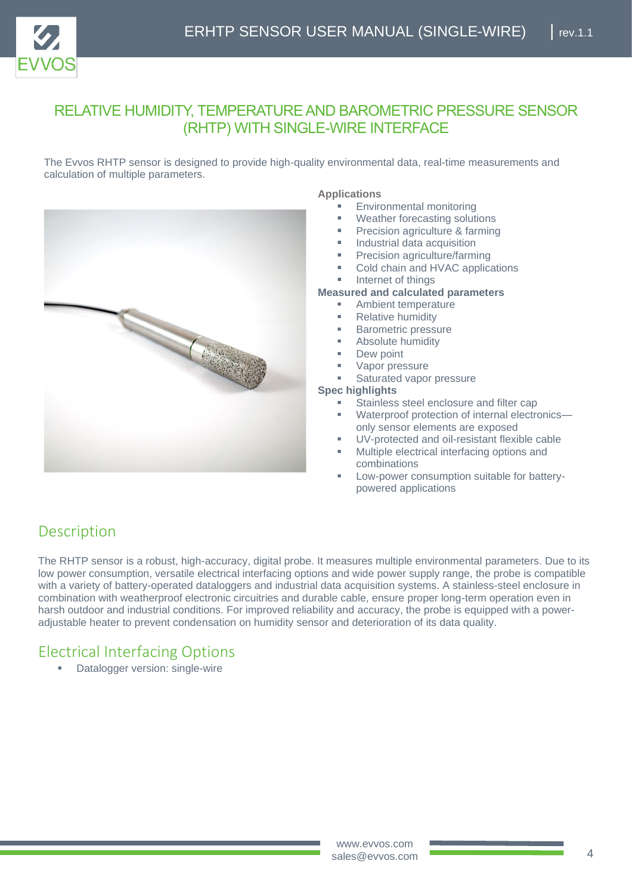# RELATIVE HUMIDITY, TEMPERATURE AND BAROMETRIC PRESSURE SENSOR (RHTP) WITH SINGLE-WIRE INTERFACE

The Evvos RHTP sensor is designed to provide high-quality environmental data, real-time measurements and calculation of multiple parameters.

**Applications**

- Environmental monitoring
- Weather forecasting solutions
- Precision agriculture & farming
- Industrial data acquisition
- Precision agriculture/farming
- Cold chain and HVAC applications
- Internet of things

**Measured and calculated parameters**

- Ambient temperature
- Relative humidity
- Barometric pressure
- Absolute humidity
- Dew point
- Vapor pressure
- Saturated vapor pressure

**Spec highlights**

- Stainless steel enclosure and filter cap
- Waterproof protection of internal electronics—only sensor elements are exposed
- UV-protected and oil-resistant flexible cable
- Multiple electrical interfacing options and combinations
- Low-power consumption suitable for battery-powered applications

## Description

The RHTP sensor is a robust, high-accuracy, digital probe. It measures multiple environmental parameters. Due to its low power consumption, versatile electrical interfacing options and wide power supply range, the probe is compatible with a variety of battery-operated dataloggers and industrial data acquisition systems. A stainless-steel enclosure in combination with weatherproof electronic circuitries and durable cable, ensure proper long-term operation even in harsh outdoor and industrial conditions. For improved reliability and accuracy, the probe is equipped with a power-adjustable heater to prevent condensation on humidity sensor and deterioration of its data quality.

## Electrical Interfacing Options

- Datalogger version: single-wire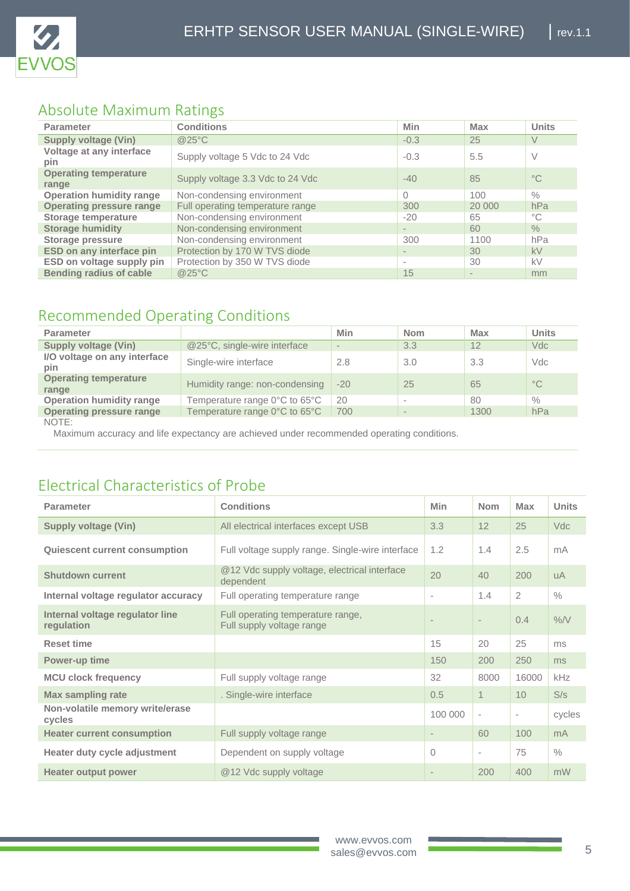## Absolute Maximum Ratings

| Parameter | Conditions | Min | Max | Units |
|---|---|---|---|---|
| **Supply voltage (Vin)** | @25°C | -0.3 | 25 | V |
| **Voltage at any interface pin** | Supply voltage 5 Vdc to 24 Vdc | -0.3 | 5.5 | V |
| **Operating temperature range** | Supply voltage 3.3 Vdc to 24 Vdc | -40 | 85 | °C |
| **Operation humidity range** | Non-condensing environment | 0 | 100 | % |
| **Operating pressure range** | Full operating temperature range | 300 | 20 000 | hPa |
| **Storage temperature** | Non-condensing environment | -20 | 65 | °C |
| **Storage humidity** | Non-condensing environment | - | 60 | % |
| **Storage pressure** | Non-condensing environment | 300 | 1100 | hPa |
| **ESD on any interface pin** | Protection by 170 W TVS diode | - | 30 | kV |
| **ESD on voltage supply pin** | Protection by 350 W TVS diode | - | 30 | kV |
| **Bending radius of cable** | @25°C | 15 | - | mm |

## Recommended Operating Conditions

| Parameter | | Min | Nom | Max | Units |
|---|---|---|---|---|---|
| **Supply voltage (Vin)** | @25°C, single-wire interface | - | 3.3 | 12 | Vdc |
| **I/O voltage on any interface pin** | Single-wire interface | 2.8 | 3.0 | 3.3 | Vdc |
| **Operating temperature range** | Humidity range: non-condensing | -20 | 25 | 65 | °C |
| **Operation humidity range** | Temperature range 0°C to 65°C | 20 | - | 80 | % |
| **Operating pressure range** | Temperature range 0°C to 65°C | 700 | - | 1300 | hPa |

NOTE:

Maximum accuracy and life expectancy are achieved under recommended operating conditions.

## Electrical Characteristics of Probe

| Parameter | Conditions | Min | Nom | Max | Units |
|---|---|---|---|---|---|
| **Supply voltage (Vin)** | All electrical interfaces except USB | 3.3 | 12 | 25 | Vdc |
| **Quiescent current consumption** | Full voltage supply range. Single-wire interface | 1.2 | 1.4 | 2.5 | mA |
| **Shutdown current** | @12 Vdc supply voltage, electrical interface dependent | 20 | 40 | 200 | uA |
| **Internal voltage regulator accuracy** | Full operating temperature range | - | 1.4 | 2 | % |
| **Internal voltage regulator line regulation** | Full operating temperature range, Full supply voltage range | - | - | 0.4 | %/V |
| **Reset time** | | 15 | 20 | 25 | ms |
| **Power-up time** | | 150 | 200 | 250 | ms |
| **MCU clock frequency** | Full supply voltage range | 32 | 8000 | 16000 | kHz |
| **Max sampling rate** | . Single-wire interface | 0.5 | 1 | 10 | S/s |
| **Non-volatile memory write/erase cycles** | | 100 000 | - | - | cycles |
| **Heater current consumption** | Full supply voltage range | - | 60 | 100 | mA |
| **Heater duty cycle adjustment** | Dependent on supply voltage | 0 | - | 75 | % |
| **Heater output power** | @12 Vdc supply voltage | - | 200 | 400 | mW |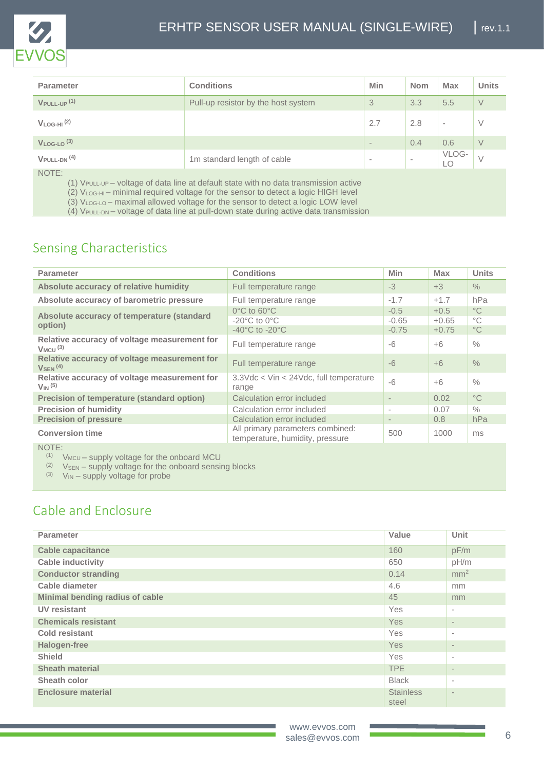| Parameter | Conditions | Min | Nom | Max | Units |
|---|---|---|---|---|---|
| $V_{PULL-UP}$ (1) | Pull-up resistor by the host system | 3 | 3.3 | 5.5 | V |
| $V_{LOG-HI}$ (2) | | 2.7 | 2.8 | - | V |
| $V_{LOG-LO}$ (3) | | - | 0.4 | 0.6 | V |
| $V_{PULL-DN}$ (4) | 1m standard length of cable | - | - | VLOG-LO | V |

NOTE:

(1) $V_{PULL-UP}$ – voltage of data line at default state with no data transmission active
(2) $V_{LOG-HI}$ – minimal required voltage for the sensor to detect a logic HIGH level
(3) $V_{LOG-LO}$ – maximal allowed voltage for the sensor to detect a logic LOW level
(4) $V_{PULL-DN}$ – voltage of data line at pull-down state during active data transmission

## Sensing Characteristics

| Parameter | Conditions | Min | Max | Units |
|---|---|---|---|---|
| **Absolute accuracy of relative humidity** | Full temperature range | -3 | +3 | % |
| **Absolute accuracy of barometric pressure** | Full temperature range | -1.7 | +1.7 | hPa |
| **Absolute accuracy of temperature (standard option)** | 0°C to 60°C | -0.5 | +0.5 | °C |
| | -20°C to 0°C | -0.65 | +0.65 | °C |
| | -40°C to -20°C | -0.75 | +0.75 | °C |
| **Relative accuracy of voltage measurement for $V_{MCU}$ (3)** | Full temperature range | -6 | +6 | % |
| **Relative accuracy of voltage measurement for $V_{SEN}$ (4)** | Full temperature range | -6 | +6 | % |
| **Relative accuracy of voltage measurement for $V_{IN}$ (5)** | 3.3Vdc < Vin < 24Vdc, full temperature range | -6 | +6 | % |
| **Precision of temperature (standard option)** | Calculation error included | - | 0.02 | °C |
| **Precision of humidity** | Calculation error included | - | 0.07 | % |
| **Precision of pressure** | Calculation error included | - | 0.8 | hPa |
| **Conversion time** | All primary parameters combined: temperature, humidity, pressure | 500 | 1000 | ms |

NOTE:

(1) $V_{MCU}$ – supply voltage for the onboard MCU
(2) $V_{SEN}$ – supply voltage for the onboard sensing blocks
(3) $V_{IN}$ – supply voltage for probe

## Cable and Enclosure

| Parameter | Value | Unit |
|---|---|---|
| **Cable capacitance** | 160 | pF/m |
| **Cable inductivity** | 650 | pH/m |
| **Conductor stranding** | 0.14 | $mm^2$ |
| **Cable diameter** | 4.6 | mm |
| **Minimal bending radius of cable** | 45 | mm |
| **UV resistant** | Yes | - |
| **Chemicals resistant** | Yes | - |
| **Cold resistant** | Yes | - |
| **Halogen-free** | Yes | - |
| **Shield** | Yes | - |
| **Sheath material** | TPE | - |
| **Sheath color** | Black | - |
| **Enclosure material** | Stainless steel | - |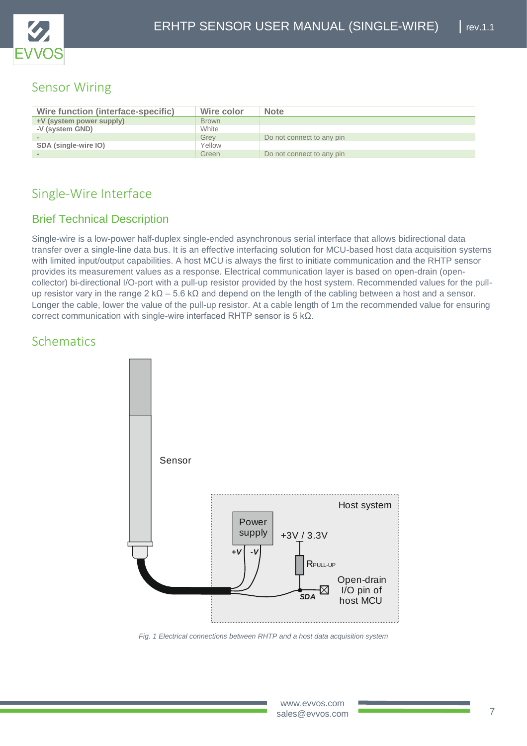## Sensor Wiring

| Wire function (interface-specific) | Wire color | Note |
| --- | --- | --- |
| **+V (system power supply)** | Brown | |
| **-V (system GND)** | White | |
| **-** | Grey | Do not connect to any pin |
| **SDA (single-wire IO)** | Yellow | |
| **-** | Green | Do not connect to any pin |

## Single-Wire Interface

### Brief Technical Description

Single-wire is a low-power half-duplex single-ended asynchronous serial interface that allows bidirectional data transfer over a single-line data bus. It is an effective interfacing solution for MCU-based host data acquisition systems with limited input/output capabilities. A host MCU is always the first to initiate communication and the RHTP sensor provides its measurement values as a response. Electrical communication layer is based on open-drain (open-collector) bi-directional I/O-port with a pull-up resistor provided by the host system. Recommended values for the pull-up resistor vary in the range 2 kΩ – 5.6 kΩ and depend on the length of the cabling between a host and a sensor. Longer the cable, lower the value of the pull-up resistor. At a cable length of 1m the recommended value for ensuring correct communication with single-wire interfaced RHTP sensor is 5 kΩ.

## Schematics

*Fig. 1 Electrical connections between RHTP and a host data acquisition system*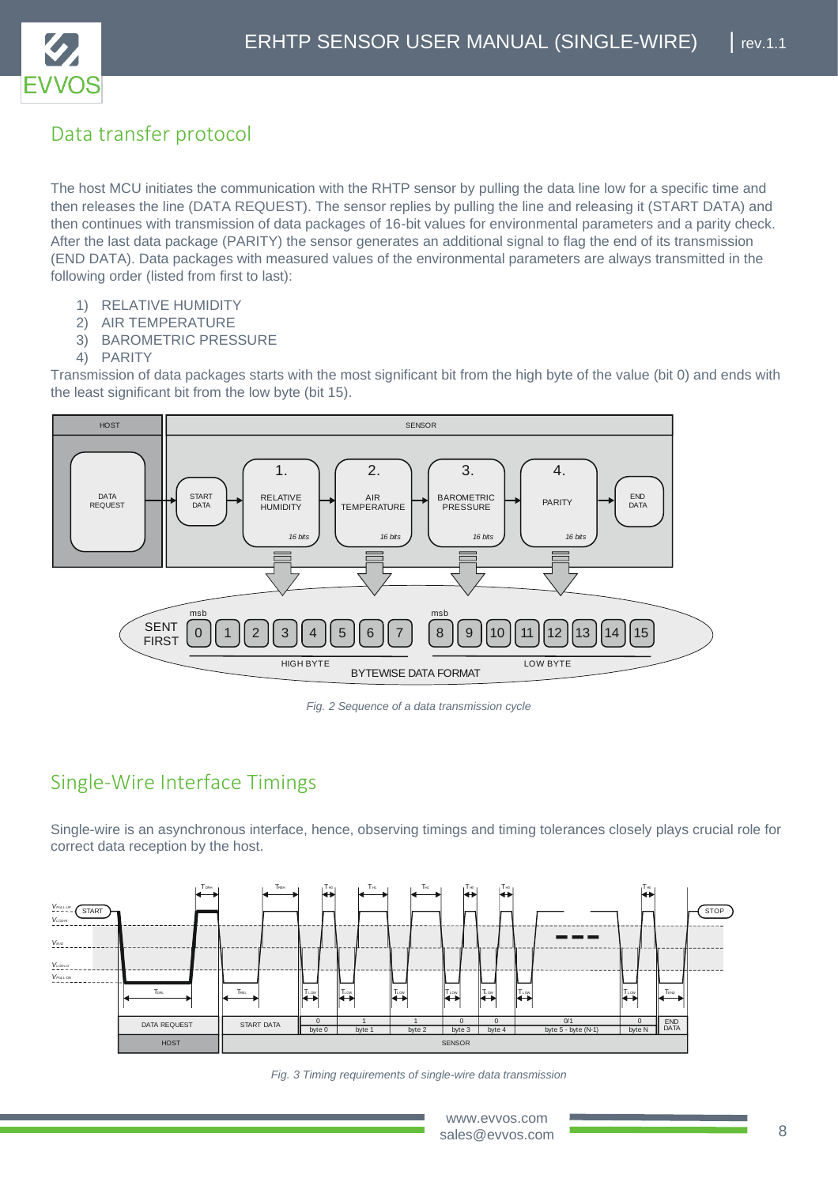## Data transfer protocol

The host MCU initiates the communication with the RHTP sensor by pulling the data line low for a specific time and then releases the line (DATA REQUEST). The sensor replies by pulling the line and releasing it (START DATA) and then continues with transmission of data packages of 16-bit values for environmental parameters and a parity check. After the last data package (PARITY) the sensor generates an additional signal to flag the end of its transmission (END DATA). Data packages with measured values of the environmental parameters are always transmitted in the following order (listed from first to last):

1) RELATIVE HUMIDITY
2) AIR TEMPERATURE
3) BAROMETRIC PRESSURE
4) PARITY

Transmission of data packages starts with the most significant bit from the high byte of the value (bit 0) and ends with the least significant bit from the low byte (bit 15).

*Fig. 2 Sequence of a data transmission cycle*

## Single-Wire Interface Timings

Single-wire is an asynchronous interface, hence, observing timings and timing tolerances closely plays crucial role for correct data reception by the host.

*Fig. 3 Timing requirements of single-wire data transmission*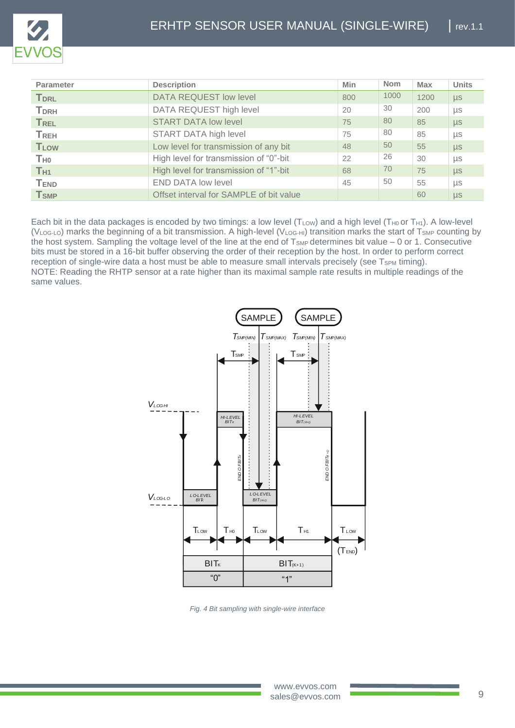| Parameter | Description | Min | Nom | Max | Units |
|---|---|---|---|---|---|
| $T_{DRL}$ | DATA REQUEST low level | 800 | 1000 | 1200 | µs |
| $T_{DRH}$ | DATA REQUEST high level | 20 | 30 | 200 | µs |
| $T_{REL}$ | START DATA low level | 75 | 80 | 85 | µs |
| $T_{REH}$ | START DATA high level | 75 | 80 | 85 | µs |
| $T_{LOW}$ | Low level for transmission of any bit | 48 | 50 | 55 | µs |
| $T_{H0}$ | High level for transmission of "0"-bit | 22 | 26 | 30 | µs |
| $T_{H1}$ | High level for transmission of "1"-bit | 68 | 70 | 75 | µs |
| $T_{END}$ | END DATA low level | 45 | 50 | 55 | µs |
| $T_{SMP}$ | Offset interval for SAMPLE of bit value | | | 60 | µs |

Each bit in the data packages is encoded by two timings: a low level ($T_{LOW}$) and a high level ($T_{H0}$ or $T_{H1}$). A low-level ($V_{LOG\text{-}LO}$) marks the beginning of a bit transmission. A high-level ($V_{LOG\text{-}HI}$) transition marks the start of $T_{SMP}$ counting by the host system. Sampling the voltage level of the line at the end of $T_{SMP}$ determines bit value – 0 or 1. Consecutive bits must be stored in a 16-bit buffer observing the order of their reception by the host. In order to perform correct reception of single-wire data a host must be able to measure small intervals precisely (see $T_{SPM}$ timing).
NOTE: Reading the RHTP sensor at a rate higher than its maximal sample rate results in multiple readings of the same values.

*Fig. 4 Bit sampling with single-wire interface*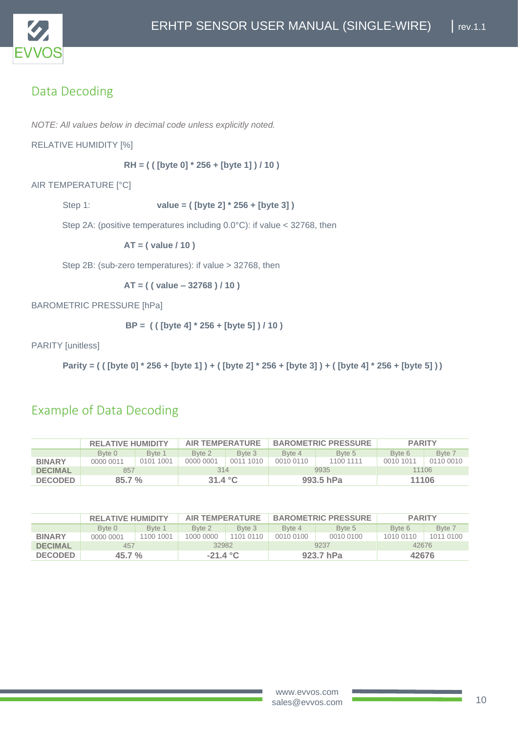## Data Decoding

*NOTE: All values below in decimal code unless explicitly noted.*

RELATIVE HUMIDITY [%]

**RH = ( ( [byte 0] * 256 + [byte 1] ) / 10 )**

AIR TEMPERATURE [°C]

Step 1: **value = ( [byte 2] * 256 + [byte 3] )**

Step 2A: (positive temperatures including 0.0°C): if value < 32768, then

**AT = ( value / 10 )**

Step 2B: (sub-zero temperatures): if value > 32768, then

**AT = ( ( value – 32768 ) / 10 )**

BAROMETRIC PRESSURE [hPa]

**BP = ( ( [byte 4] * 256 + [byte 5] ) / 10 )**

PARITY [unitless]

**Parity = ( ( [byte 0] * 256 + [byte 1] ) + ( [byte 2] * 256 + [byte 3] ) + ( [byte 4] * 256 + [byte 5] ) )**

## Example of Data Decoding

| | RELATIVE HUMIDITY | | AIR TEMPERATURE | | BAROMETRIC PRESSURE | | PARITY | |
|---|---|---|---|---|---|---|---|---|
| | Byte 0 | Byte 1 | Byte 2 | Byte 3 | Byte 4 | Byte 5 | Byte 6 | Byte 7 |
| **BINARY** | 0000 0011 | 0101 1001 | 0000 0001 | 0011 1010 | 0010 0110 | 1100 1111 | 0010 1011 | 0110 0010 |
| **DECIMAL** | 857 | | 314 | | 9935 | | 11106 | |
| **DECODED** | **85.7 %** | | **31.4 °C** | | **993.5 hPa** | | **11106** | |

| | RELATIVE HUMIDITY | | AIR TEMPERATURE | | BAROMETRIC PRESSURE | | PARITY | |
|---|---|---|---|---|---|---|---|---|
| | Byte 0 | Byte 1 | Byte 2 | Byte 3 | Byte 4 | Byte 5 | Byte 6 | Byte 7 |
| **BINARY** | 0000 0001 | 1100 1001 | 1000 0000 | 1101 0110 | 0010 0100 | 0010 0100 | 1010 0110 | 1011 0100 |
| **DECIMAL** | 457 | | 32982 | | 9237 | | 42676 | |
| **DECODED** | **45.7 %** | | **-21.4 °C** | | **923.7 hPa** | | **42676** | |

www.evvos.com
sales@evvos.com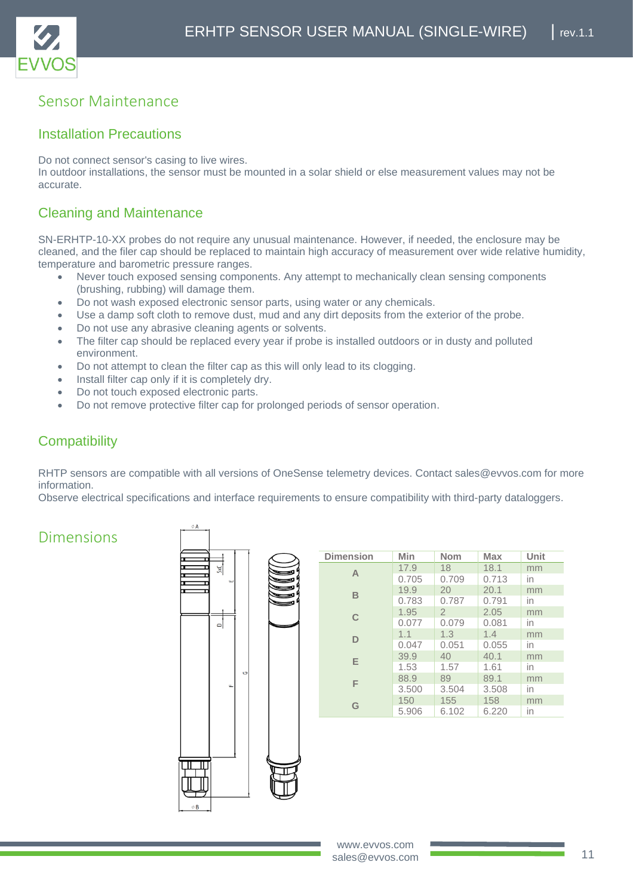# Sensor Maintenance

## Installation Precautions

Do not connect sensor's casing to live wires.
In outdoor installations, the sensor must be mounted in a solar shield or else measurement values may not be accurate.

## Cleaning and Maintenance

SN-ERHTP-10-XX probes do not require any unusual maintenance. However, if needed, the enclosure may be cleaned, and the filer cap should be replaced to maintain high accuracy of measurement over wide relative humidity, temperature and barometric pressure ranges.

- Never touch exposed sensing components. Any attempt to mechanically clean sensing components (brushing, rubbing) will damage them.
- Do not wash exposed electronic sensor parts, using water or any chemicals.
- Use a damp soft cloth to remove dust, mud and any dirt deposits from the exterior of the probe.
- Do not use any abrasive cleaning agents or solvents.
- The filter cap should be replaced every year if probe is installed outdoors or in dusty and polluted environment.
- Do not attempt to clean the filter cap as this will only lead to its clogging.
- Install filter cap only if it is completely dry.
- Do not touch exposed electronic parts.
- Do not remove protective filter cap for prolonged periods of sensor operation.

## Compatibility

RHTP sensors are compatible with all versions of OneSense telemetry devices. Contact sales@evvos.com for more information.
Observe electrical specifications and interface requirements to ensure compatibility with third-party dataloggers.

# Dimensions

| Dimension | Min | Nom | Max | Unit |
|---|---|---|---|---|
| A | 17.9 | 18 | 18.1 | mm |
| | 0.705 | 0.709 | 0.713 | in |
| B | 19.9 | 20 | 20.1 | mm |
| | 0.783 | 0.787 | 0.791 | in |
| C | 1.95 | 2 | 2.05 | mm |
| | 0.077 | 0.079 | 0.081 | in |
| D | 1.1 | 1.3 | 1.4 | mm |
| | 0.047 | 0.051 | 0.055 | in |
| E | 39.9 | 40 | 40.1 | mm |
| | 1.53 | 1.57 | 1.61 | in |
| F | 88.9 | 89 | 89.1 | mm |
| | 3.500 | 3.504 | 3.508 | in |
| G | 150 | 155 | 158 | mm |
| | 5.906 | 6.102 | 6.220 | in |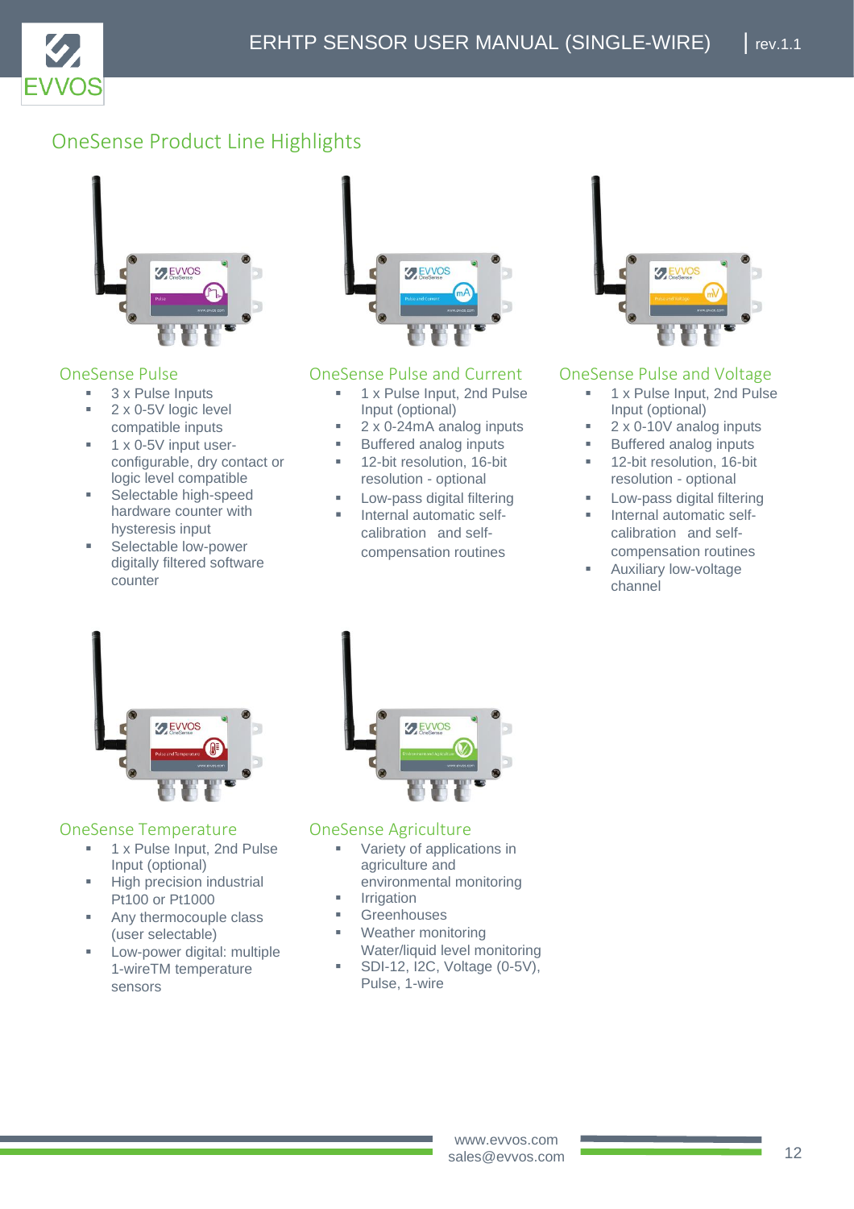## OneSense Product Line Highlights

### OneSense Pulse

- 3 x Pulse Inputs
- 2 x 0-5V logic level compatible inputs
- 1 x 0-5V input user-configurable, dry contact or logic level compatible
- Selectable high-speed hardware counter with hysteresis input
- Selectable low-power digitally filtered software counter

### OneSense Pulse and Current

- 1 x Pulse Input, 2nd Pulse Input (optional)
- 2 x 0-24mA analog inputs
- Buffered analog inputs
- 12-bit resolution, 16-bit resolution - optional
- Low-pass digital filtering
- Internal automatic self-calibration and self-compensation routines

### OneSense Pulse and Voltage

- 1 x Pulse Input, 2nd Pulse Input (optional)
- 2 x 0-10V analog inputs
- Buffered analog inputs
- 12-bit resolution, 16-bit resolution - optional
- Low-pass digital filtering
- Internal automatic self-calibration and self-compensation routines
- Auxiliary low-voltage channel

### OneSense Temperature

- 1 x Pulse Input, 2nd Pulse Input (optional)
- High precision industrial Pt100 or Pt1000
- Any thermocouple class (user selectable)
- Low-power digital: multiple 1-wireTM temperature sensors

### OneSense Agriculture

- Variety of applications in agriculture and environmental monitoring
- Irrigation
- Greenhouses
- Weather monitoring Water/liquid level monitoring
- SDI-12, I2C, Voltage (0-5V), Pulse, 1-wire

www.evvos.com
sales@evvos.com